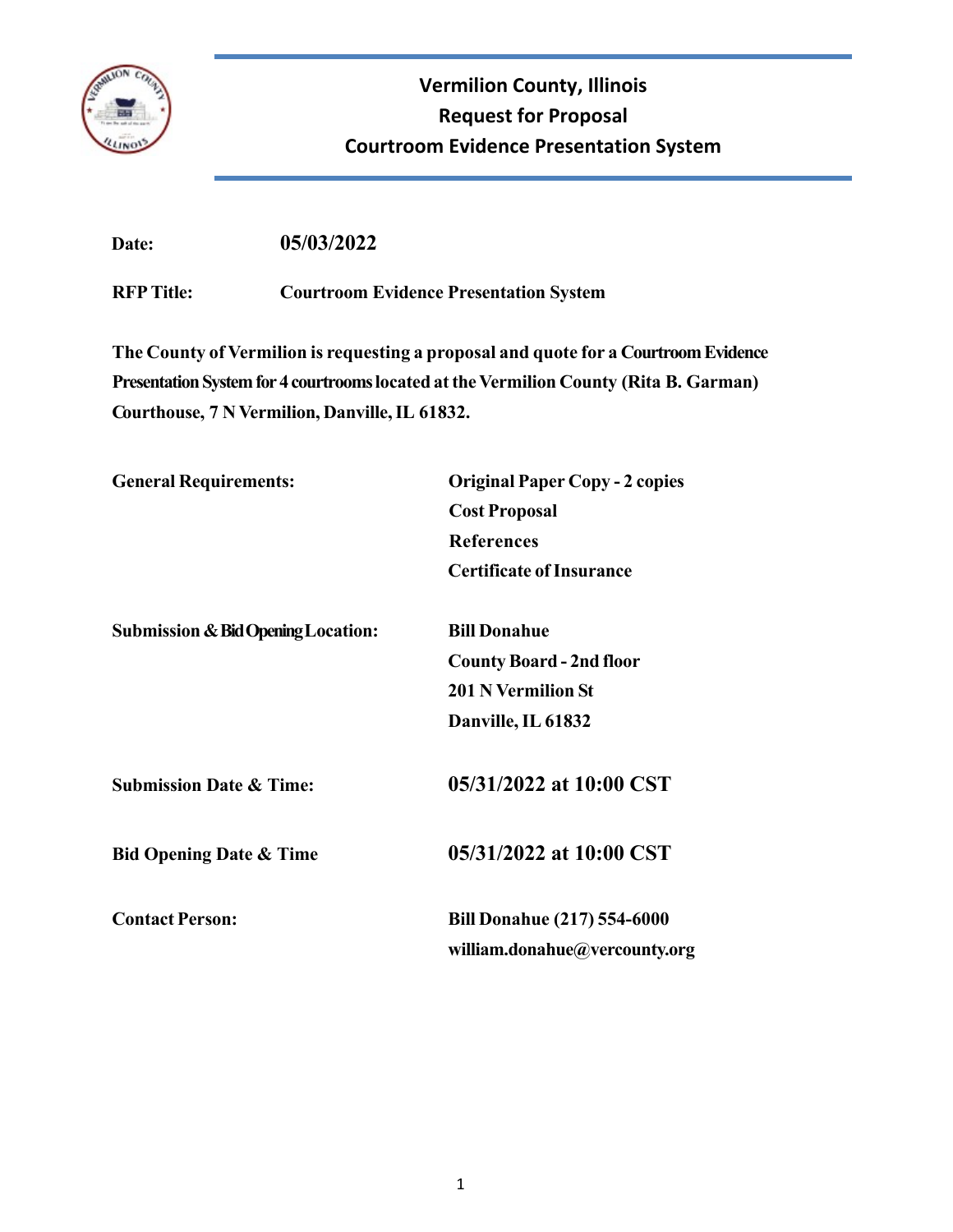# Vermilion County, Illinois
## Request for Proposal
## Courtroom Evidence Presentation System

**Date:** **05/03/2022**

**RFP Title:** **Courtroom Evidence Presentation System**

**The County of Vermilion is requesting a proposal and quote for a Courtroom Evidence Presentation System for 4 courtrooms located at the Vermilion County (Rita B. Garman) Courthouse, 7 N Vermilion, Danville, IL 61832.**

| | |
|---|---|
| **General Requirements:** | **Original Paper Copy - 2 copies**<br>**Cost Proposal**<br>**References**<br>**Certificate of Insurance** |
| **Submission & Bid Opening Location:** | **Bill Donahue**<br>**County Board - 2nd floor**<br>**201 N Vermilion St**<br>**Danville, IL 61832** |
| **Submission Date & Time:** | **05/31/2022 at 10:00 CST** |
| **Bid Opening Date & Time** | **05/31/2022 at 10:00 CST** |
| **Contact Person:** | **Bill Donahue (217) 554-6000**<br>**william.donahue@vercounty.org** |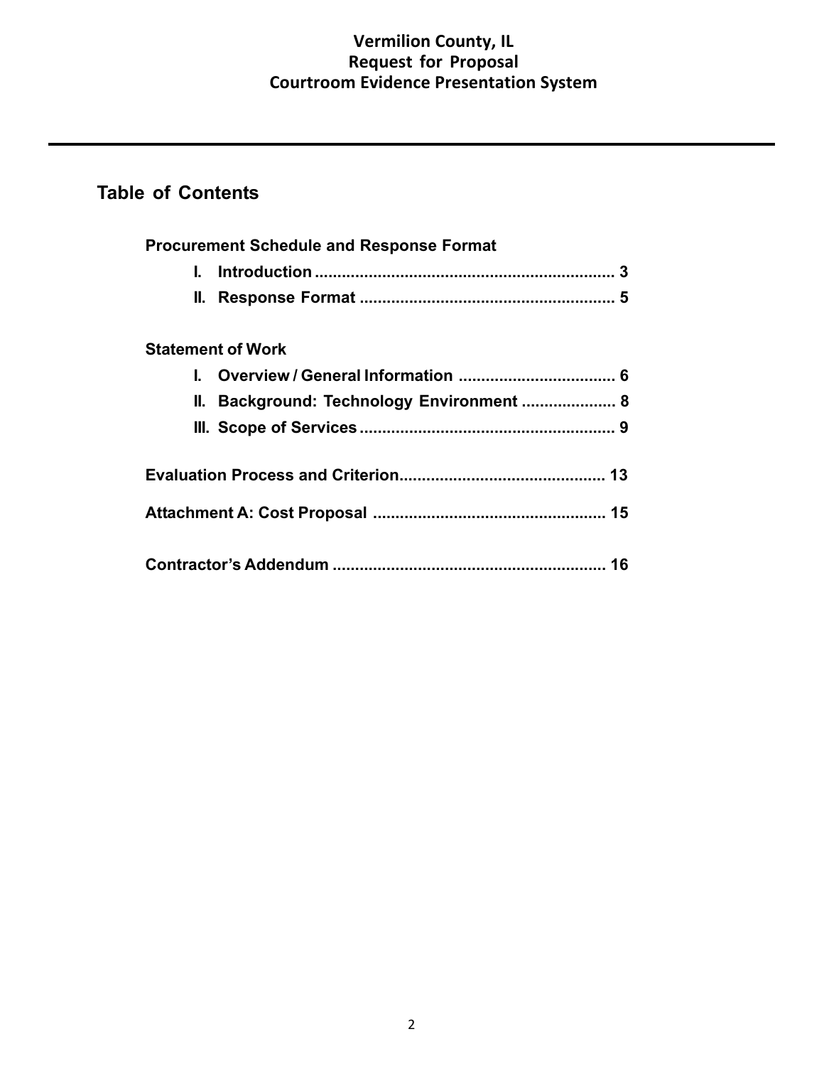# Table of Contents

**Procurement Schedule and Response Format**

- **I. Introduction .................................................................. 3**
- **II. Response Format ........................................................ 5**

**Statement of Work**

- **I. Overview / General Information .................................. 6**
- **II. Background: Technology Environment ..................... 8**
- **III. Scope of Services ........................................................ 9**

**Evaluation Process and Criterion............................................. 13**

**Attachment A: Cost Proposal ................................................... 15**

**Contractor's Addendum ............................................................ 16**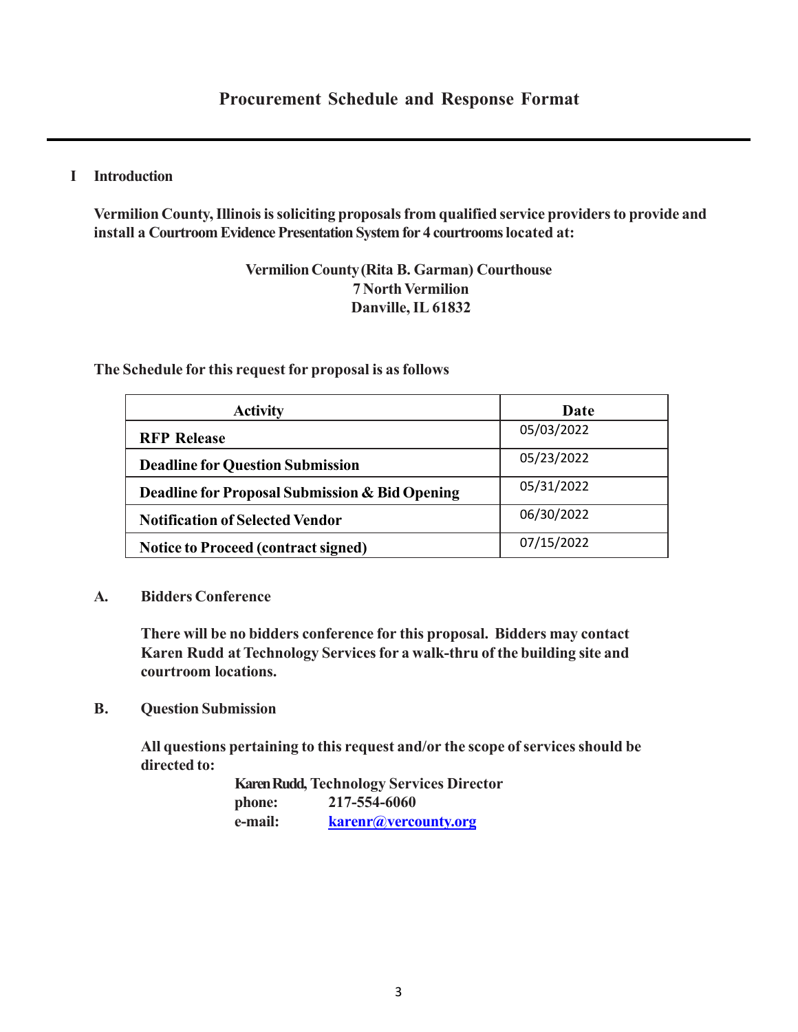# Procurement Schedule and Response Format

## I Introduction

**Vermilion County, Illinois is soliciting proposals from qualified service providers to provide and install a Courtroom Evidence Presentation System for 4 courtrooms located at:**

**Vermilion County (Rita B. Garman) Courthouse**
**7 North Vermilion**
**Danville, IL 61832**

**The Schedule for this request for proposal is as follows**

| Activity | Date |
|---|---|
| **RFP Release** | 05/03/2022 |
| **Deadline for Question Submission** | 05/23/2022 |
| **Deadline for Proposal Submission & Bid Opening** | 05/31/2022 |
| **Notification of Selected Vendor** | 06/30/2022 |
| **Notice to Proceed (contract signed)** | 07/15/2022 |

### A. Bidders Conference

**There will be no bidders conference for this proposal. Bidders may contact Karen Rudd at Technology Services for a walk-thru of the building site and courtroom locations.**

### B. Question Submission

**All questions pertaining to this request and/or the scope of services should be directed to:**

**Karen Rudd, Technology Services Director**
**phone: 217-554-6060**
**e-mail: karenr@vercounty.org**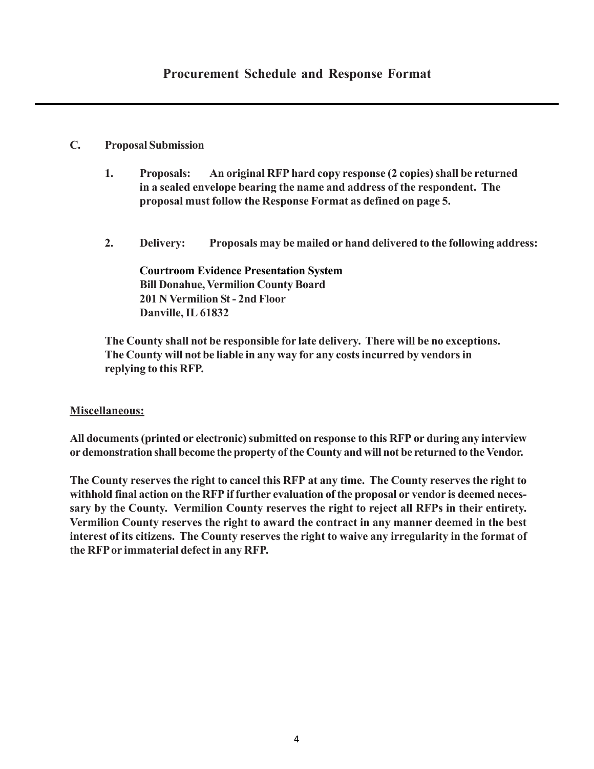## Procurement Schedule and Response Format

---

**C. Proposal Submission**

**1. Proposals:** **An original RFP hard copy response (2 copies) shall be returned in a sealed envelope bearing the name and address of the respondent. The proposal must follow the Response Format as defined on page 5.**

**2. Delivery:** **Proposals may be mailed or hand delivered to the following address:**

**Courtroom Evidence Presentation System**
**Bill Donahue, Vermilion County Board**
**201 N Vermilion St - 2nd Floor**
**Danville, IL 61832**

**The County shall not be responsible for late delivery. There will be no exceptions. The County will not be liable in any way for any costs incurred by vendors in replying to this RFP.**

**Miscellaneous:**

**All documents (printed or electronic) submitted on response to this RFP or during any interview or demonstration shall become the property of the County and will not be returned to the Vendor.**

**The County reserves the right to cancel this RFP at any time. The County reserves the right to withhold final action on the RFP if further evaluation of the proposal or vendor is deemed necessary by the County. Vermilion County reserves the right to reject all RFPs in their entirety. Vermilion County reserves the right to award the contract in any manner deemed in the best interest of its citizens. The County reserves the right to waive any irregularity in the format of the RFP or immaterial defect in any RFP.**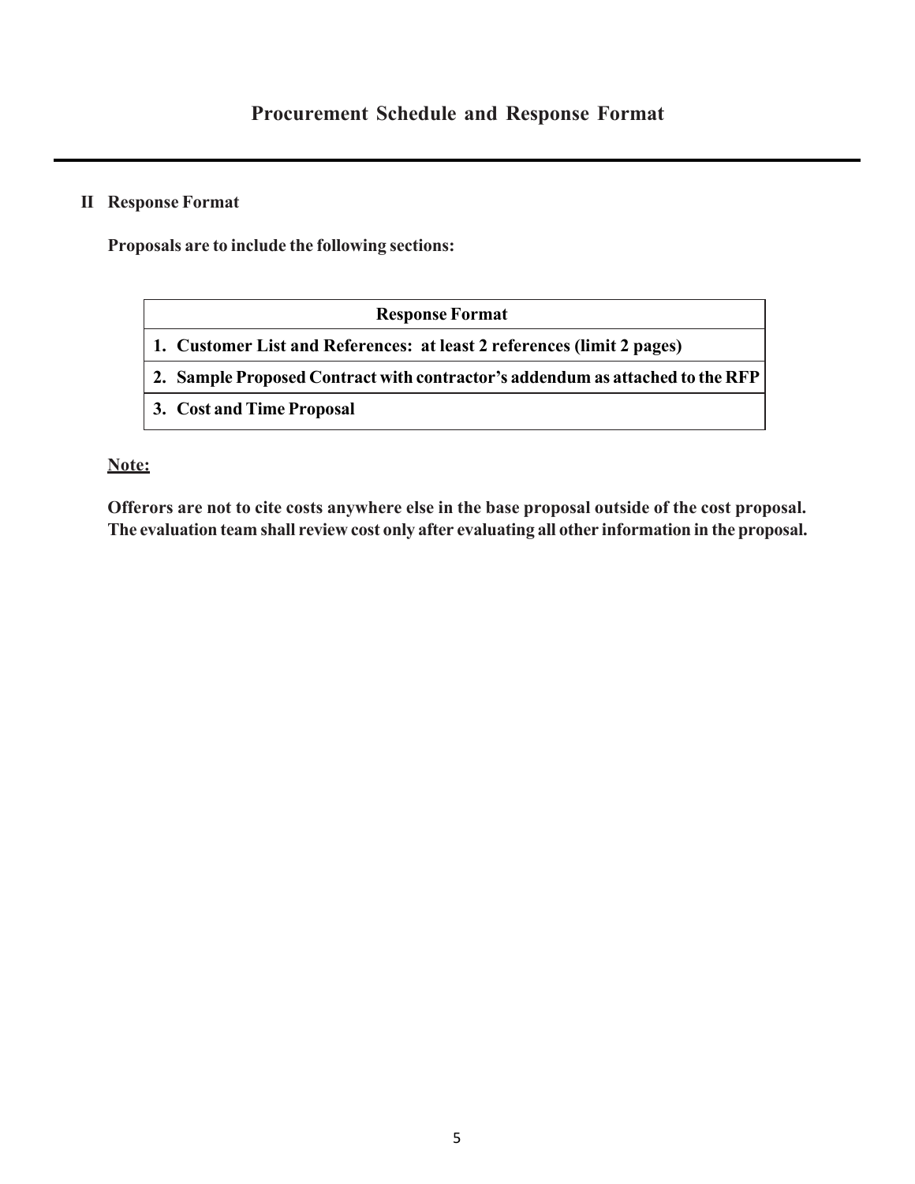# Procurement Schedule and Response Format

## II Response Format

**Proposals are to include the following sections:**

| Response Format |
|---|
| **1. Customer List and References: at least 2 references (limit 2 pages)** |
| **2. Sample Proposed Contract with contractor's addendum as attached to the RFP** |
| **3. Cost and Time Proposal** |

**Note:**

**Offerors are not to cite costs anywhere else in the base proposal outside of the cost proposal. The evaluation team shall review cost only after evaluating all other information in the proposal.**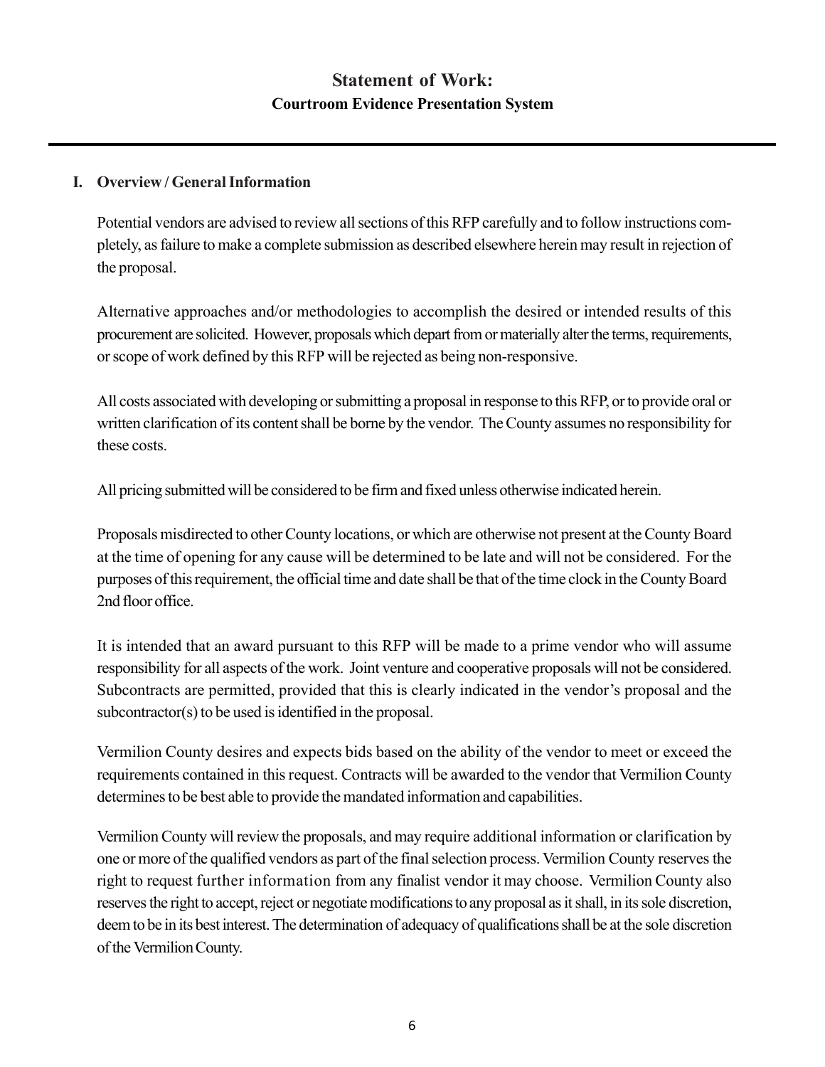# Statement of Work:

## Courtroom Evidence Presentation System

### I. Overview / General Information

Potential vendors are advised to review all sections of this RFP carefully and to follow instructions completely, as failure to make a complete submission as described elsewhere herein may result in rejection of the proposal.

Alternative approaches and/or methodologies to accomplish the desired or intended results of this procurement are solicited. However, proposals which depart from or materially alter the terms, requirements, or scope of work defined by this RFP will be rejected as being non-responsive.

All costs associated with developing or submitting a proposal in response to this RFP, or to provide oral or written clarification of its content shall be borne by the vendor. The County assumes no responsibility for these costs.

All pricing submitted will be considered to be firm and fixed unless otherwise indicated herein.

Proposals misdirected to other County locations, or which are otherwise not present at the County Board at the time of opening for any cause will be determined to be late and will not be considered. For the purposes of this requirement, the official time and date shall be that of the time clock in the County Board 2nd floor office.

It is intended that an award pursuant to this RFP will be made to a prime vendor who will assume responsibility for all aspects of the work. Joint venture and cooperative proposals will not be considered. Subcontracts are permitted, provided that this is clearly indicated in the vendor's proposal and the subcontractor(s) to be used is identified in the proposal.

Vermilion County desires and expects bids based on the ability of the vendor to meet or exceed the requirements contained in this request. Contracts will be awarded to the vendor that Vermilion County determines to be best able to provide the mandated information and capabilities.

Vermilion County will review the proposals, and may require additional information or clarification by one or more of the qualified vendors as part of the final selection process. Vermilion County reserves the right to request further information from any finalist vendor it may choose. Vermilion County also reserves the right to accept, reject or negotiate modifications to any proposal as it shall, in its sole discretion, deem to be in its best interest. The determination of adequacy of qualifications shall be at the sole discretion of the Vermilion County.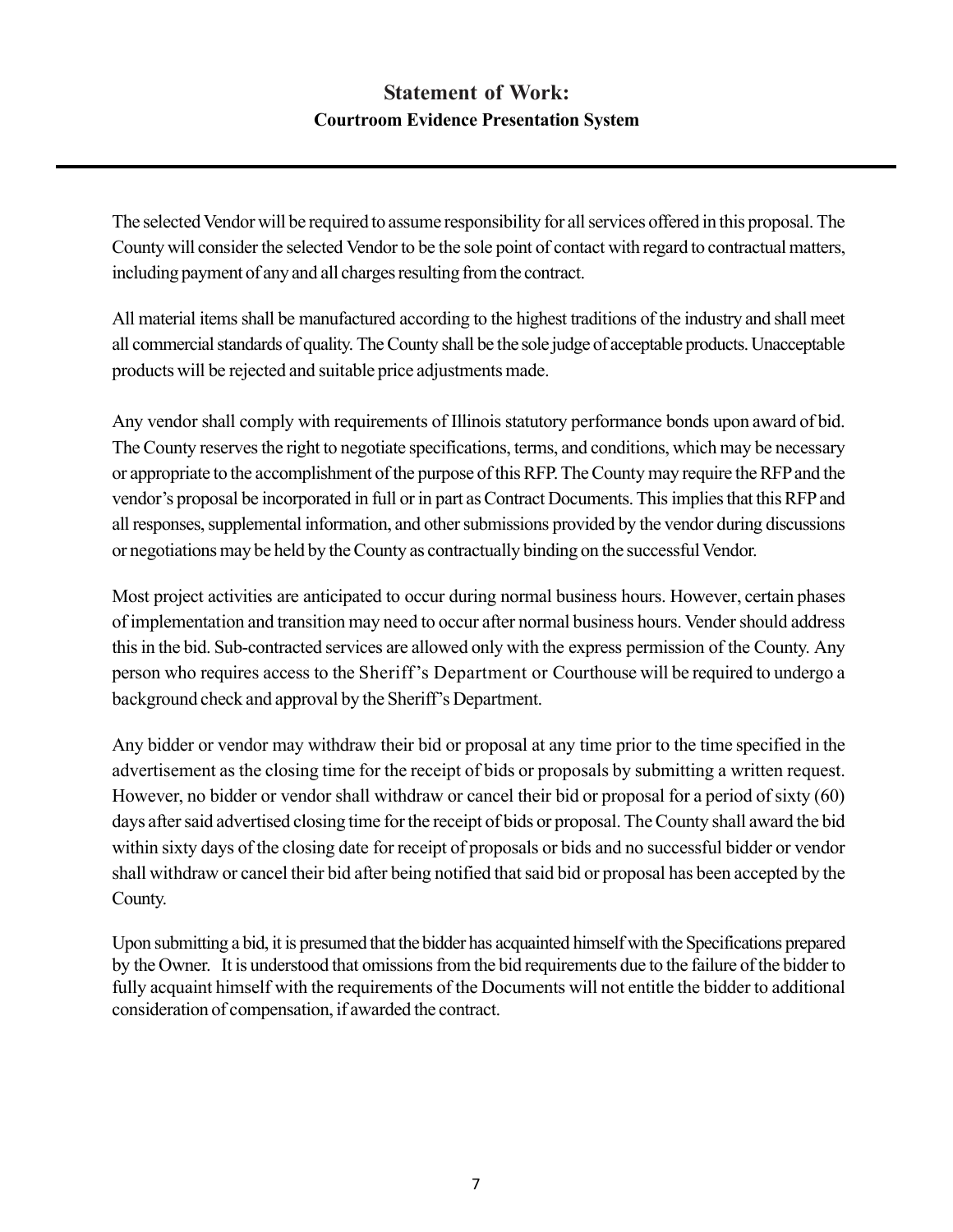## Statement of Work:

### Courtroom Evidence Presentation System

The selected Vendor will be required to assume responsibility for all services offered in this proposal. The County will consider the selected Vendor to be the sole point of contact with regard to contractual matters, including payment of any and all charges resulting from the contract.

All material items shall be manufactured according to the highest traditions of the industry and shall meet all commercial standards of quality. The County shall be the sole judge of acceptable products. Unacceptable products will be rejected and suitable price adjustments made.

Any vendor shall comply with requirements of Illinois statutory performance bonds upon award of bid. The County reserves the right to negotiate specifications, terms, and conditions, which may be necessary or appropriate to the accomplishment of the purpose of this RFP. The County may require the RFP and the vendor's proposal be incorporated in full or in part as Contract Documents. This implies that this RFP and all responses, supplemental information, and other submissions provided by the vendor during discussions or negotiations may be held by the County as contractually binding on the successful Vendor.

Most project activities are anticipated to occur during normal business hours. However, certain phases of implementation and transition may need to occur after normal business hours. Vender should address this in the bid. Sub-contracted services are allowed only with the express permission of the County. Any person who requires access to the Sheriff's Department or Courthouse will be required to undergo a background check and approval by the Sheriff's Department.

Any bidder or vendor may withdraw their bid or proposal at any time prior to the time specified in the advertisement as the closing time for the receipt of bids or proposals by submitting a written request. However, no bidder or vendor shall withdraw or cancel their bid or proposal for a period of sixty (60) days after said advertised closing time for the receipt of bids or proposal. The County shall award the bid within sixty days of the closing date for receipt of proposals or bids and no successful bidder or vendor shall withdraw or cancel their bid after being notified that said bid or proposal has been accepted by the County.

Upon submitting a bid, it is presumed that the bidder has acquainted himself with the Specifications prepared by the Owner. It is understood that omissions from the bid requirements due to the failure of the bidder to fully acquaint himself with the requirements of the Documents will not entitle the bidder to additional consideration of compensation, if awarded the contract.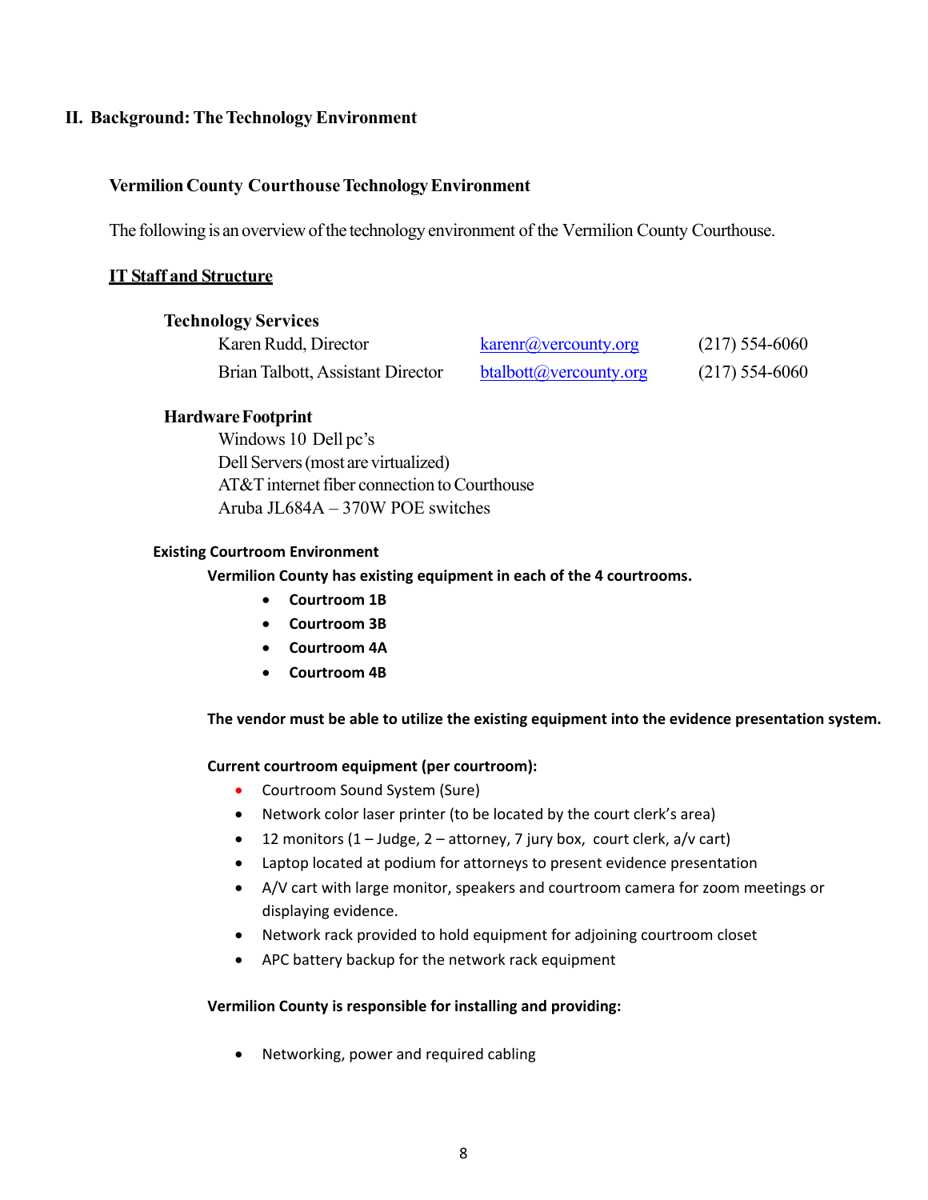## II. Background: The Technology Environment

### Vermilion County Courthouse Technology Environment

The following is an overview of the technology environment of the Vermilion County Courthouse.

#### IT Staff and Structure

**Technology Services**

| | | |
|---|---|---|
| Karen Rudd, Director | karenr@vercounty.org | (217) 554-6060 |
| Brian Talbott, Assistant Director | btalbott@vercounty.org | (217) 554-6060 |

**Hardware Footprint**

Windows 10 Dell pc's
Dell Servers (most are virtualized)
AT&T internet fiber connection to Courthouse
Aruba JL684A – 370W POE switches

**Existing Courtroom Environment**

**Vermilion County has existing equipment in each of the 4 courtrooms.**

- **Courtroom 1B**
- **Courtroom 3B**
- **Courtroom 4A**
- **Courtroom 4B**

**The vendor must be able to utilize the existing equipment into the evidence presentation system.**

**Current courtroom equipment (per courtroom):**

- Courtroom Sound System (Sure)
- Network color laser printer (to be located by the court clerk's area)
- 12 monitors (1 – Judge, 2 – attorney, 7 jury box, court clerk, a/v cart)
- Laptop located at podium for attorneys to present evidence presentation
- A/V cart with large monitor, speakers and courtroom camera for zoom meetings or displaying evidence.
- Network rack provided to hold equipment for adjoining courtroom closet
- APC battery backup for the network rack equipment

**Vermilion County is responsible for installing and providing:**

- Networking, power and required cabling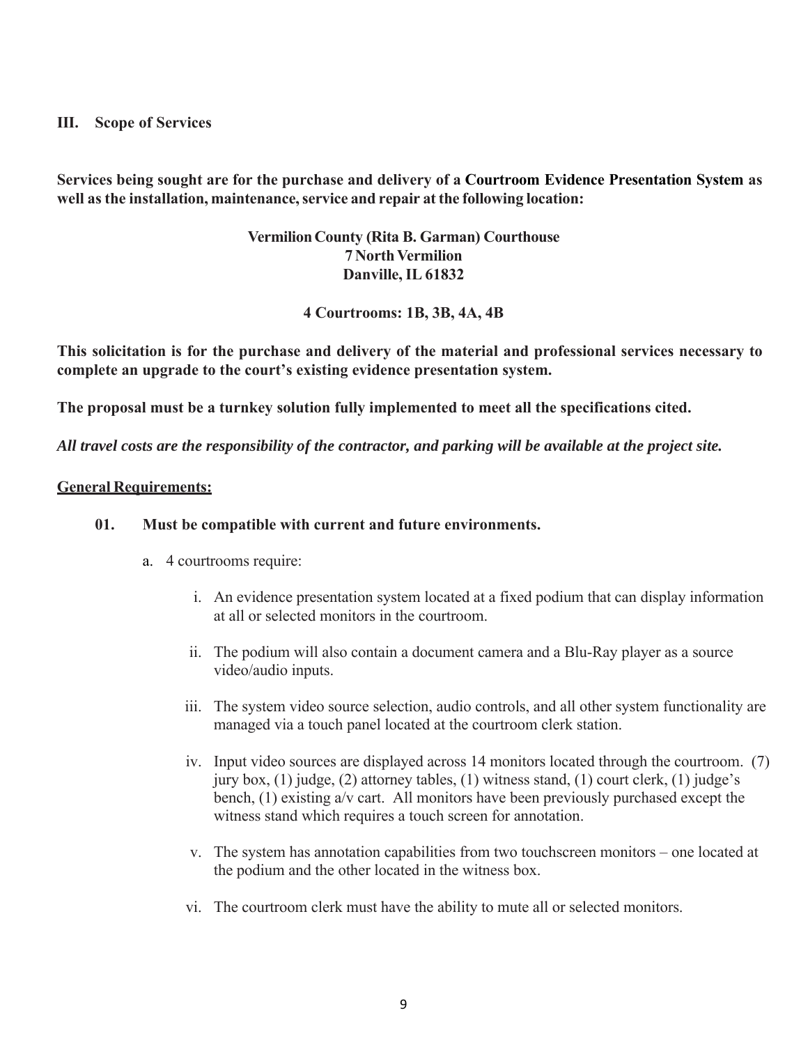## III. Scope of Services

**Services being sought are for the purchase and delivery of a Courtroom Evidence Presentation System as well as the installation, maintenance, service and repair at the following location:**

**Vermilion County (Rita B. Garman) Courthouse**
**7 North Vermilion**
**Danville, IL 61832**

**4 Courtrooms: 1B, 3B, 4A, 4B**

**This solicitation is for the purchase and delivery of the material and professional services necessary to complete an upgrade to the court's existing evidence presentation system.**

**The proposal must be a turnkey solution fully implemented to meet all the specifications cited.**

***All travel costs are the responsibility of the contractor, and parking will be available at the project site.***

**General Requirements:**

**01. Must be compatible with current and future environments.**

a. 4 courtrooms require:

   i. An evidence presentation system located at a fixed podium that can display information at all or selected monitors in the courtroom.

   ii. The podium will also contain a document camera and a Blu-Ray player as a source video/audio inputs.

   iii. The system video source selection, audio controls, and all other system functionality are managed via a touch panel located at the courtroom clerk station.

   iv. Input video sources are displayed across 14 monitors located through the courtroom. (7) jury box, (1) judge, (2) attorney tables, (1) witness stand, (1) court clerk, (1) judge's bench, (1) existing a/v cart. All monitors have been previously purchased except the witness stand which requires a touch screen for annotation.

   v. The system has annotation capabilities from two touchscreen monitors – one located at the podium and the other located in the witness box.

   vi. The courtroom clerk must have the ability to mute all or selected monitors.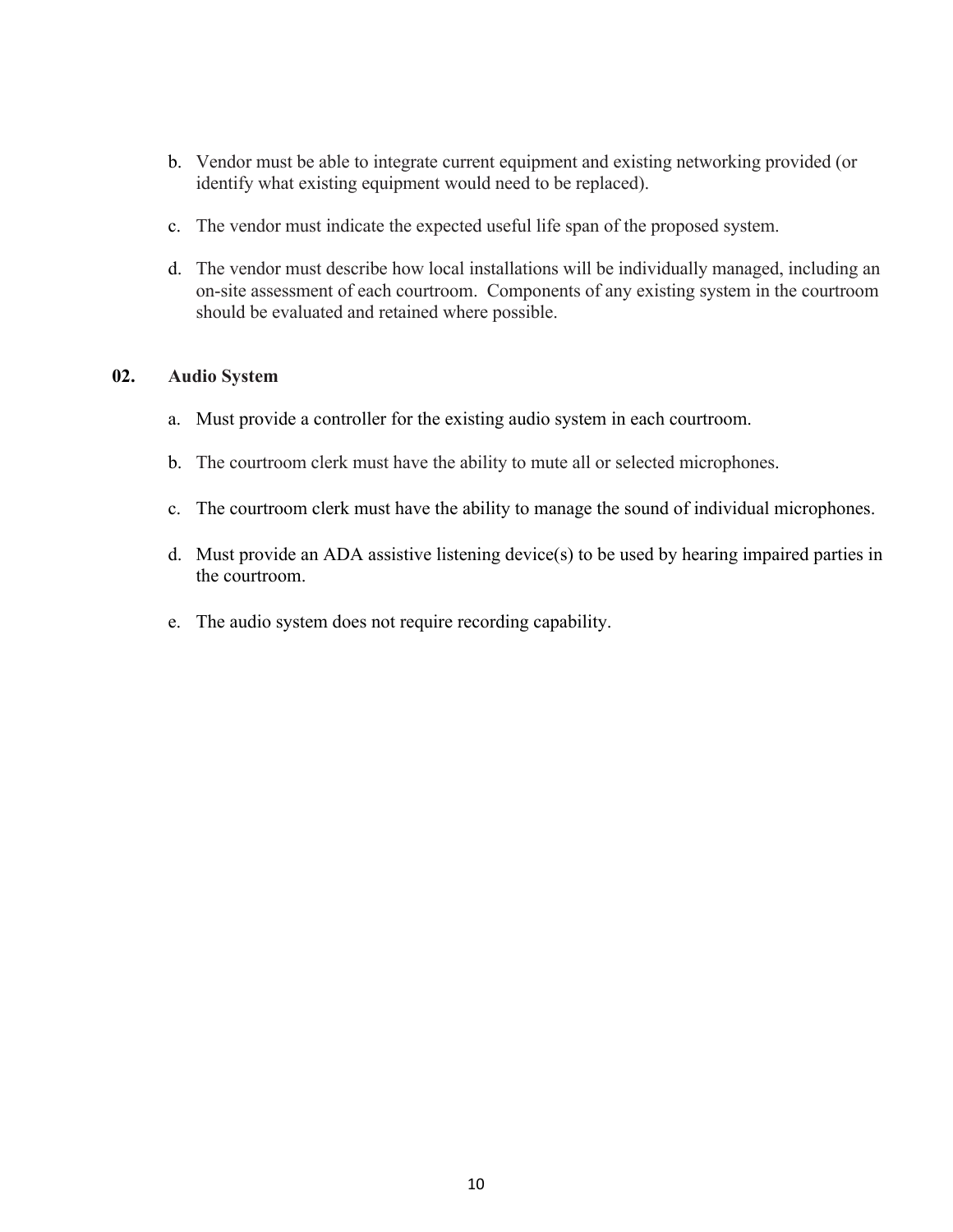b. Vendor must be able to integrate current equipment and existing networking provided (or identify what existing equipment would need to be replaced).

c. The vendor must indicate the expected useful life span of the proposed system.

d. The vendor must describe how local installations will be individually managed, including an on-site assessment of each courtroom. Components of any existing system in the courtroom should be evaluated and retained where possible.

**02. Audio System**

a. Must provide a controller for the existing audio system in each courtroom.

b. The courtroom clerk must have the ability to mute all or selected microphones.

c. The courtroom clerk must have the ability to manage the sound of individual microphones.

d. Must provide an ADA assistive listening device(s) to be used by hearing impaired parties in the courtroom.

e. The audio system does not require recording capability.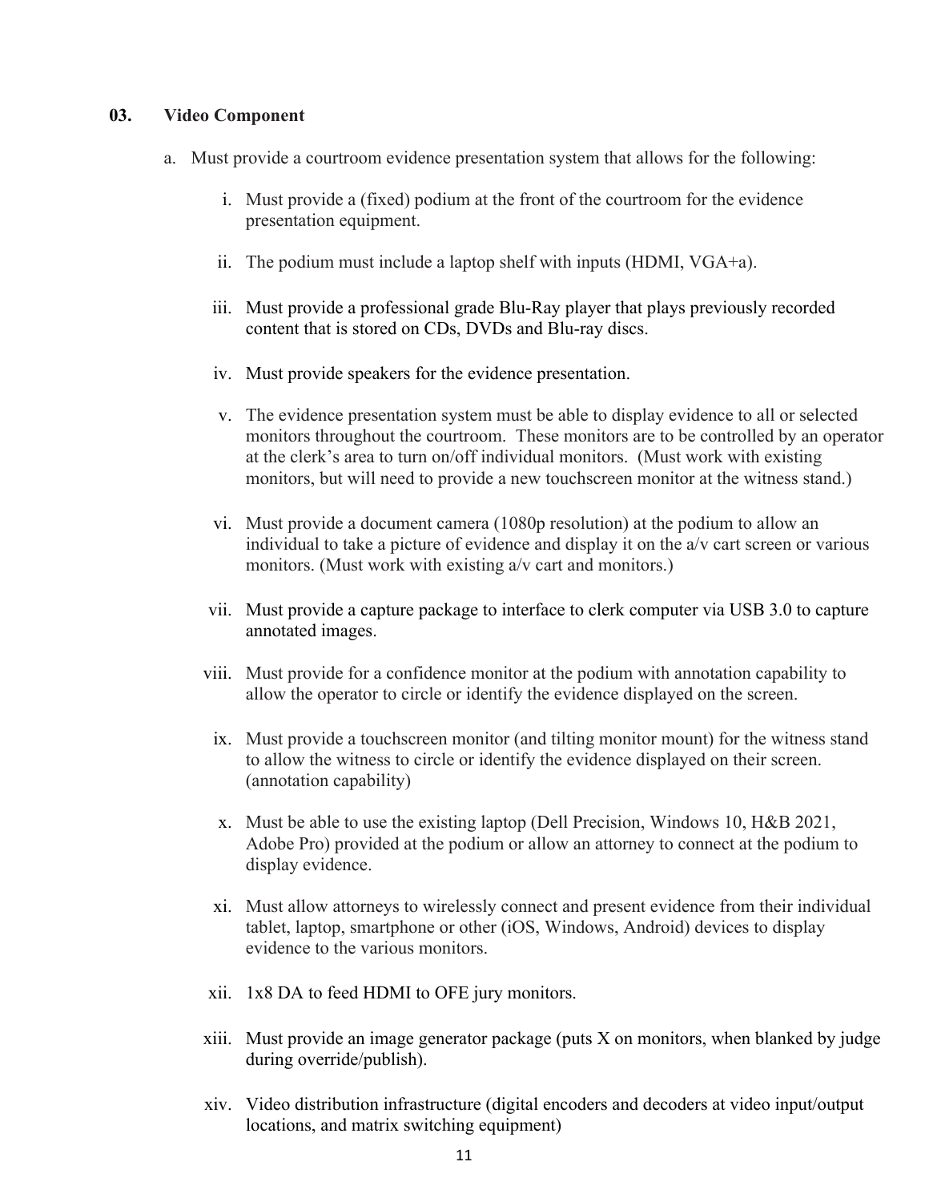**03. Video Component**

a. Must provide a courtroom evidence presentation system that allows for the following:

   i. Must provide a (fixed) podium at the front of the courtroom for the evidence presentation equipment.

   ii. The podium must include a laptop shelf with inputs (HDMI, VGA+a).

   iii. Must provide a professional grade Blu-Ray player that plays previously recorded content that is stored on CDs, DVDs and Blu-ray discs.

   iv. Must provide speakers for the evidence presentation.

   v. The evidence presentation system must be able to display evidence to all or selected monitors throughout the courtroom. These monitors are to be controlled by an operator at the clerk's area to turn on/off individual monitors. (Must work with existing monitors, but will need to provide a new touchscreen monitor at the witness stand.)

   vi. Must provide a document camera (1080p resolution) at the podium to allow an individual to take a picture of evidence and display it on the a/v cart screen or various monitors. (Must work with existing a/v cart and monitors.)

   vii. Must provide a capture package to interface to clerk computer via USB 3.0 to capture annotated images.

   viii. Must provide for a confidence monitor at the podium with annotation capability to allow the operator to circle or identify the evidence displayed on the screen.

   ix. Must provide a touchscreen monitor (and tilting monitor mount) for the witness stand to allow the witness to circle or identify the evidence displayed on their screen. (annotation capability)

   x. Must be able to use the existing laptop (Dell Precision, Windows 10, H&B 2021, Adobe Pro) provided at the podium or allow an attorney to connect at the podium to display evidence.

   xi. Must allow attorneys to wirelessly connect and present evidence from their individual tablet, laptop, smartphone or other (iOS, Windows, Android) devices to display evidence to the various monitors.

   xii. 1x8 DA to feed HDMI to OFE jury monitors.

   xiii. Must provide an image generator package (puts X on monitors, when blanked by judge during override/publish).

   xiv. Video distribution infrastructure (digital encoders and decoders at video input/output locations, and matrix switching equipment)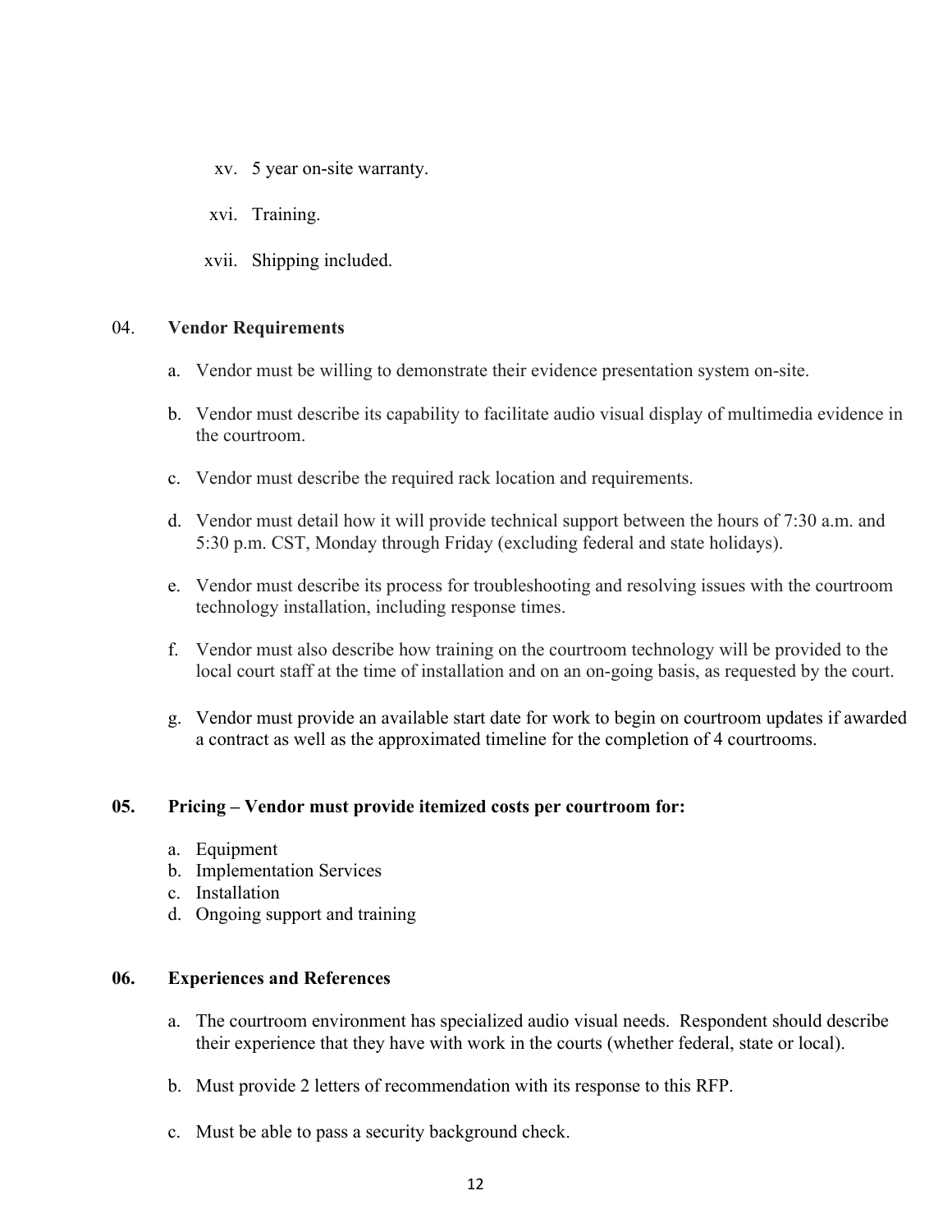xv. 5 year on-site warranty.

xvi. Training.

xvii. Shipping included.

04. **Vendor Requirements**

a. Vendor must be willing to demonstrate their evidence presentation system on-site.

b. Vendor must describe its capability to facilitate audio visual display of multimedia evidence in the courtroom.

c. Vendor must describe the required rack location and requirements.

d. Vendor must detail how it will provide technical support between the hours of 7:30 a.m. and 5:30 p.m. CST, Monday through Friday (excluding federal and state holidays).

e. Vendor must describe its process for troubleshooting and resolving issues with the courtroom technology installation, including response times.

f. Vendor must also describe how training on the courtroom technology will be provided to the local court staff at the time of installation and on an on-going basis, as requested by the court.

g. Vendor must provide an available start date for work to begin on courtroom updates if awarded a contract as well as the approximated timeline for the completion of 4 courtrooms.

**05. Pricing – Vendor must provide itemized costs per courtroom for:**

a. Equipment
b. Implementation Services
c. Installation
d. Ongoing support and training

**06. Experiences and References**

a. The courtroom environment has specialized audio visual needs. Respondent should describe their experience that they have with work in the courts (whether federal, state or local).

b. Must provide 2 letters of recommendation with its response to this RFP.

c. Must be able to pass a security background check.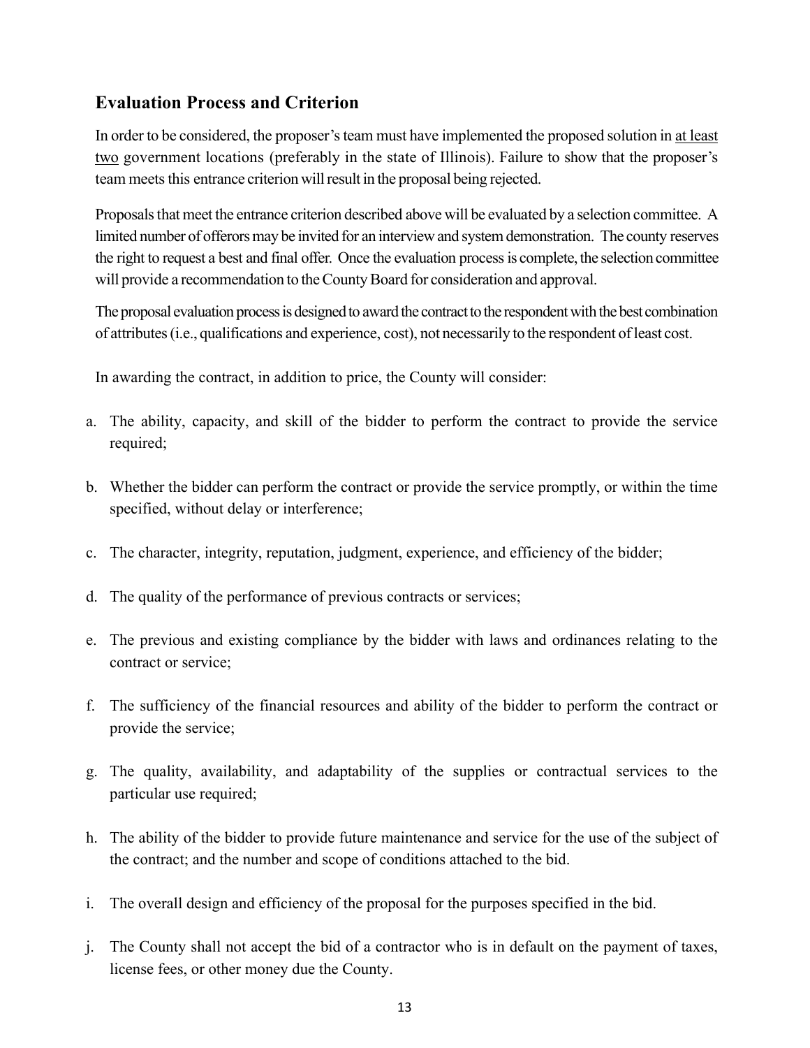## Evaluation Process and Criterion

In order to be considered, the proposer's team must have implemented the proposed solution in <u>at least two</u> government locations (preferably in the state of Illinois). Failure to show that the proposer's team meets this entrance criterion will result in the proposal being rejected.

Proposals that meet the entrance criterion described above will be evaluated by a selection committee. A limited number of offerors may be invited for an interview and system demonstration. The county reserves the right to request a best and final offer. Once the evaluation process is complete, the selection committee will provide a recommendation to the County Board for consideration and approval.

The proposal evaluation process is designed to award the contract to the respondent with the best combination of attributes (i.e., qualifications and experience, cost), not necessarily to the respondent of least cost.

In awarding the contract, in addition to price, the County will consider:

a. The ability, capacity, and skill of the bidder to perform the contract to provide the service required;

b. Whether the bidder can perform the contract or provide the service promptly, or within the time specified, without delay or interference;

c. The character, integrity, reputation, judgment, experience, and efficiency of the bidder;

d. The quality of the performance of previous contracts or services;

e. The previous and existing compliance by the bidder with laws and ordinances relating to the contract or service;

f. The sufficiency of the financial resources and ability of the bidder to perform the contract or provide the service;

g. The quality, availability, and adaptability of the supplies or contractual services to the particular use required;

h. The ability of the bidder to provide future maintenance and service for the use of the subject of the contract; and the number and scope of conditions attached to the bid.

i. The overall design and efficiency of the proposal for the purposes specified in the bid.

j. The County shall not accept the bid of a contractor who is in default on the payment of taxes, license fees, or other money due the County.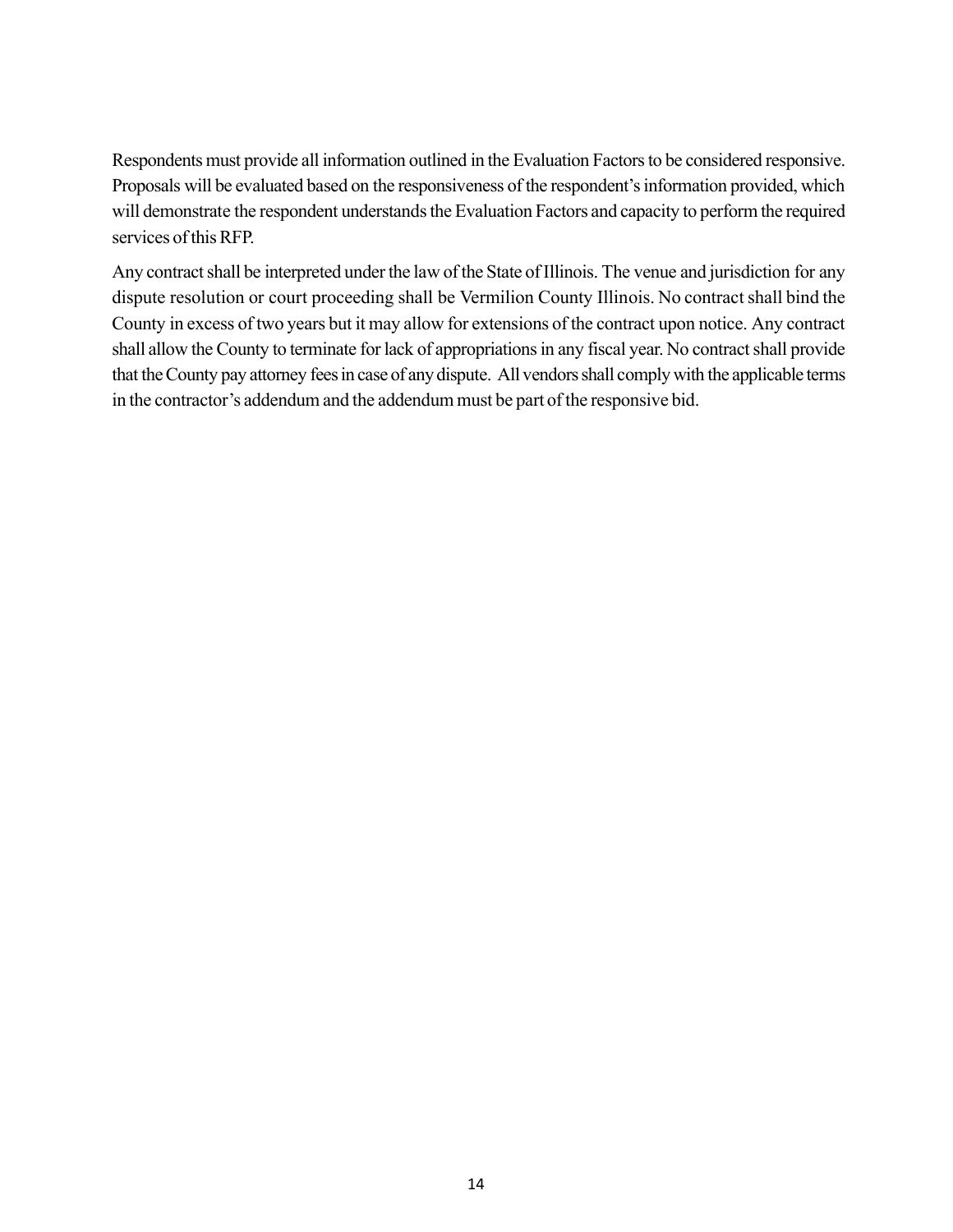Respondents must provide all information outlined in the Evaluation Factors to be considered responsive. Proposals will be evaluated based on the responsiveness of the respondent's information provided, which will demonstrate the respondent understands the Evaluation Factors and capacity to perform the required services of this RFP.

Any contract shall be interpreted under the law of the State of Illinois. The venue and jurisdiction for any dispute resolution or court proceeding shall be Vermilion County Illinois. No contract shall bind the County in excess of two years but it may allow for extensions of the contract upon notice. Any contract shall allow the County to terminate for lack of appropriations in any fiscal year. No contract shall provide that the County pay attorney fees in case of any dispute. All vendors shall comply with the applicable terms in the contractor's addendum and the addendum must be part of the responsive bid.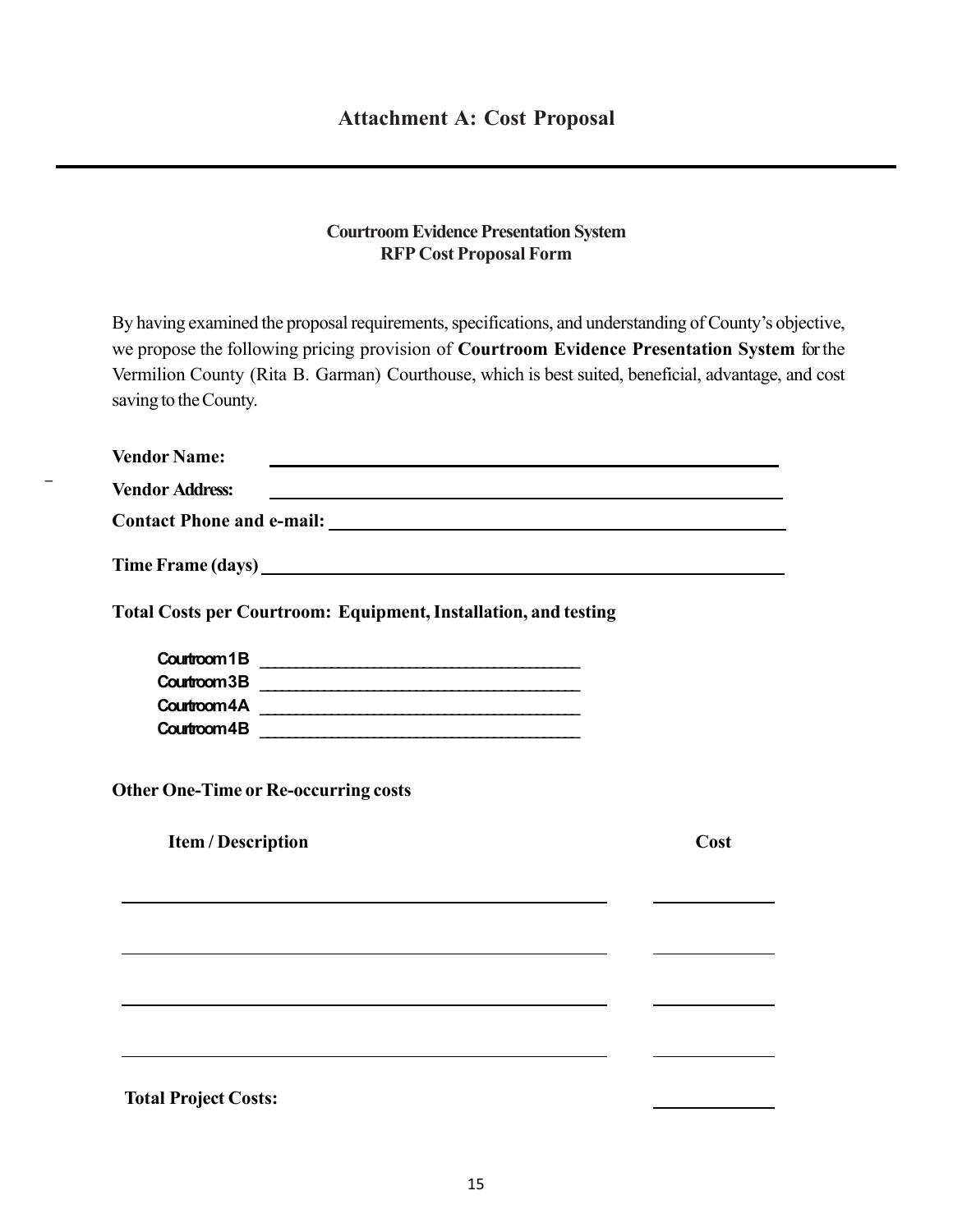# Attachment A: Cost Proposal

---

**Courtroom Evidence Presentation System**
**RFP Cost Proposal Form**

By having examined the proposal requirements, specifications, and understanding of County's objective, we propose the following pricing provision of **Courtroom Evidence Presentation System** for the Vermilion County (Rita B. Garman) Courthouse, which is best suited, beneficial, advantage, and cost saving to the County.

**Vendor Name:** ______________________________

**Vendor Address:** ______________________________

**Contact Phone and e-mail:** ______________________________

**Time Frame (days)** ______________________________

**Total Costs per Courtroom: Equipment, Installation, and testing**

**Courtroom 1B** ______________________________
**Courtroom 3B** ______________________________
**Courtroom 4A** ______________________________
**Courtroom 4B** ______________________________

**Other One-Time or Re-occurring costs**

| Item / Description | Cost |
| --- | --- |
| | |
| | |
| | |
| | |

**Total Project Costs:** ______________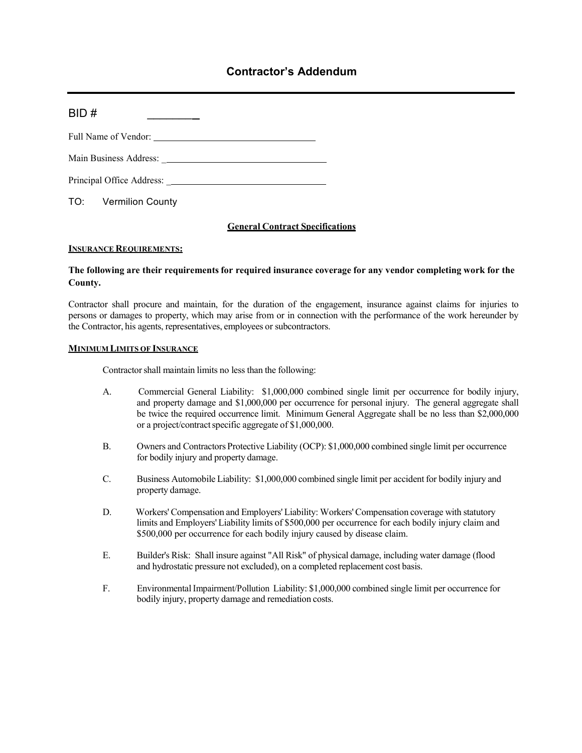## Contractor's Addendum

BID # \_\_\_\_\_\_\_\_

Full Name of Vendor: \_\_\_\_\_\_\_\_\_\_\_\_\_\_\_\_\_\_\_\_\_\_\_\_\_\_\_\_\_\_\_\_\_\_

Main Business Address: \_\_\_\_\_\_\_\_\_\_\_\_\_\_\_\_\_\_\_\_\_\_\_\_\_\_\_\_\_\_\_\_\_\_

Principal Office Address: \_\_\_\_\_\_\_\_\_\_\_\_\_\_\_\_\_\_\_\_\_\_\_\_\_\_\_\_\_\_\_\_\_\_

TO: Vermilion County

**General Contract Specifications**

**INSURANCE REQUIREMENTS:**

**The following are their requirements for required insurance coverage for any vendor completing work for the County.**

Contractor shall procure and maintain, for the duration of the engagement, insurance against claims for injuries to persons or damages to property, which may arise from or in connection with the performance of the work hereunder by the Contractor, his agents, representatives, employees or subcontractors.

**MINIMUM LIMITS OF INSURANCE**

Contractor shall maintain limits no less than the following:

A. Commercial General Liability: $1,000,000 combined single limit per occurrence for bodily injury, and property damage and $1,000,000 per occurrence for personal injury. The general aggregate shall be twice the required occurrence limit. Minimum General Aggregate shall be no less than $2,000,000 or a project/contract specific aggregate of $1,000,000.

B. Owners and Contractors Protective Liability (OCP): $1,000,000 combined single limit per occurrence for bodily injury and property damage.

C. Business Automobile Liability: $1,000,000 combined single limit per accident for bodily injury and property damage.

D. Workers' Compensation and Employers' Liability: Workers' Compensation coverage with statutory limits and Employers' Liability limits of $500,000 per occurrence for each bodily injury claim and $500,000 per occurrence for each bodily injury caused by disease claim.

E. Builder's Risk: Shall insure against "All Risk" of physical damage, including water damage (flood and hydrostatic pressure not excluded), on a completed replacement cost basis.

F. Environmental Impairment/Pollution Liability: $1,000,000 combined single limit per occurrence for bodily injury, property damage and remediation costs.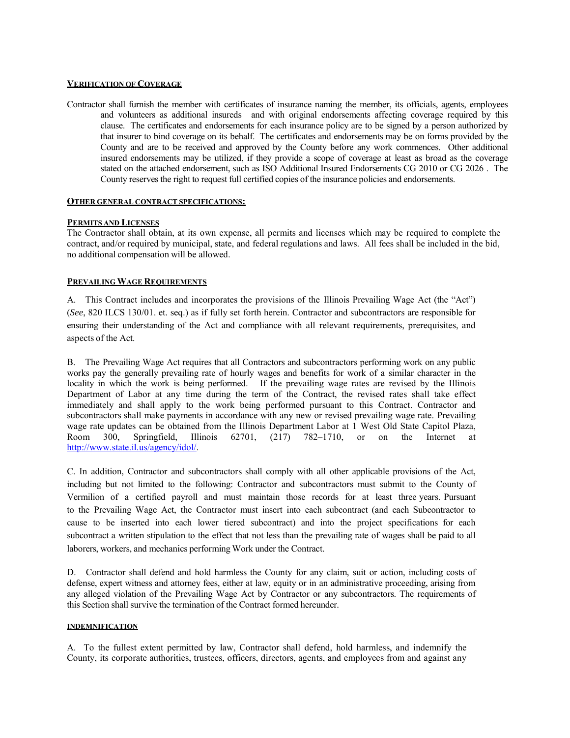**VERIFICATION OF COVERAGE**

Contractor shall furnish the member with certificates of insurance naming the member, its officials, agents, employees and volunteers as additional insureds and with original endorsements affecting coverage required by this clause. The certificates and endorsements for each insurance policy are to be signed by a person authorized by that insurer to bind coverage on its behalf. The certificates and endorsements may be on forms provided by the County and are to be received and approved by the County before any work commences. Other additional insured endorsements may be utilized, if they provide a scope of coverage at least as broad as the coverage stated on the attached endorsement, such as ISO Additional Insured Endorsements CG 2010 or CG 2026 . The County reserves the right to request full certified copies of the insurance policies and endorsements.

**OTHER GENERAL CONTRACT SPECIFICATIONS:**

**PERMITS AND LICENSES**

The Contractor shall obtain, at its own expense, all permits and licenses which may be required to complete the contract, and/or required by municipal, state, and federal regulations and laws. All fees shall be included in the bid, no additional compensation will be allowed.

**PREVAILING WAGE REQUIREMENTS**

A. This Contract includes and incorporates the provisions of the Illinois Prevailing Wage Act (the "Act") (*See*, 820 ILCS 130/01. et. seq.) as if fully set forth herein. Contractor and subcontractors are responsible for ensuring their understanding of the Act and compliance with all relevant requirements, prerequisites, and aspects of the Act.

B. The Prevailing Wage Act requires that all Contractors and subcontractors performing work on any public works pay the generally prevailing rate of hourly wages and benefits for work of a similar character in the locality in which the work is being performed. If the prevailing wage rates are revised by the Illinois Department of Labor at any time during the term of the Contract, the revised rates shall take effect immediately and shall apply to the work being performed pursuant to this Contract. Contractor and subcontractors shall make payments in accordance with any new or revised prevailing wage rate. Prevailing wage rate updates can be obtained from the Illinois Department Labor at 1 West Old State Capitol Plaza, Room 300, Springfield, Illinois 62701, (217) 782–1710, or on the Internet at http://www.state.il.us/agency/idol/.

C. In addition, Contractor and subcontractors shall comply with all other applicable provisions of the Act, including but not limited to the following: Contractor and subcontractors must submit to the County of Vermilion of a certified payroll and must maintain those records for at least three years. Pursuant to the Prevailing Wage Act, the Contractor must insert into each subcontract (and each Subcontractor to cause to be inserted into each lower tiered subcontract) and into the project specifications for each subcontract a written stipulation to the effect that not less than the prevailing rate of wages shall be paid to all laborers, workers, and mechanics performing Work under the Contract.

D. Contractor shall defend and hold harmless the County for any claim, suit or action, including costs of defense, expert witness and attorney fees, either at law, equity or in an administrative proceeding, arising from any alleged violation of the Prevailing Wage Act by Contractor or any subcontractors. The requirements of this Section shall survive the termination of the Contract formed hereunder.

**INDEMNIFICATION**

A. To the fullest extent permitted by law, Contractor shall defend, hold harmless, and indemnify the County, its corporate authorities, trustees, officers, directors, agents, and employees from and against any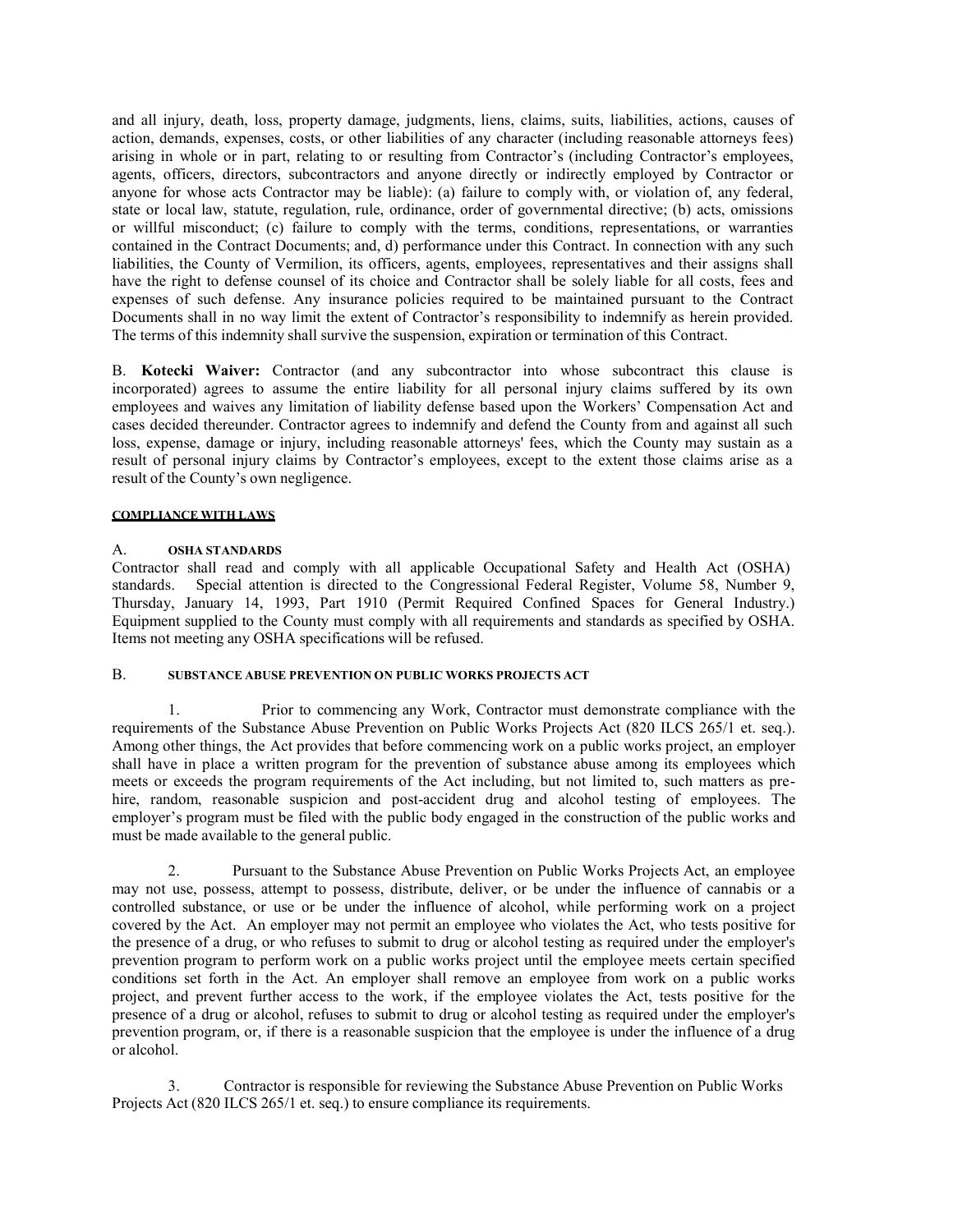and all injury, death, loss, property damage, judgments, liens, claims, suits, liabilities, actions, causes of action, demands, expenses, costs, or other liabilities of any character (including reasonable attorneys fees) arising in whole or in part, relating to or resulting from Contractor's (including Contractor's employees, agents, officers, directors, subcontractors and anyone directly or indirectly employed by Contractor or anyone for whose acts Contractor may be liable): (a) failure to comply with, or violation of, any federal, state or local law, statute, regulation, rule, ordinance, order of governmental directive; (b) acts, omissions or willful misconduct; (c) failure to comply with the terms, conditions, representations, or warranties contained in the Contract Documents; and, d) performance under this Contract. In connection with any such liabilities, the County of Vermilion, its officers, agents, employees, representatives and their assigns shall have the right to defense counsel of its choice and Contractor shall be solely liable for all costs, fees and expenses of such defense. Any insurance policies required to be maintained pursuant to the Contract Documents shall in no way limit the extent of Contractor's responsibility to indemnify as herein provided. The terms of this indemnity shall survive the suspension, expiration or termination of this Contract.

B. **Kotecki Waiver:** Contractor (and any subcontractor into whose subcontract this clause is incorporated) agrees to assume the entire liability for all personal injury claims suffered by its own employees and waives any limitation of liability defense based upon the Workers' Compensation Act and cases decided thereunder. Contractor agrees to indemnify and defend the County from and against all such loss, expense, damage or injury, including reasonable attorneys' fees, which the County may sustain as a result of personal injury claims by Contractor's employees, except to the extent those claims arise as a result of the County's own negligence.

## COMPLIANCE WITH LAWS

### A. OSHA STANDARDS

Contractor shall read and comply with all applicable Occupational Safety and Health Act (OSHA) standards. Special attention is directed to the Congressional Federal Register, Volume 58, Number 9, Thursday, January 14, 1993, Part 1910 (Permit Required Confined Spaces for General Industry.) Equipment supplied to the County must comply with all requirements and standards as specified by OSHA. Items not meeting any OSHA specifications will be refused.

### B. SUBSTANCE ABUSE PREVENTION ON PUBLIC WORKS PROJECTS ACT

1. Prior to commencing any Work, Contractor must demonstrate compliance with the requirements of the Substance Abuse Prevention on Public Works Projects Act (820 ILCS 265/1 et. seq.). Among other things, the Act provides that before commencing work on a public works project, an employer shall have in place a written program for the prevention of substance abuse among its employees which meets or exceeds the program requirements of the Act including, but not limited to, such matters as pre-hire, random, reasonable suspicion and post-accident drug and alcohol testing of employees. The employer's program must be filed with the public body engaged in the construction of the public works and must be made available to the general public.

2. Pursuant to the Substance Abuse Prevention on Public Works Projects Act, an employee may not use, possess, attempt to possess, distribute, deliver, or be under the influence of cannabis or a controlled substance, or use or be under the influence of alcohol, while performing work on a project covered by the Act. An employer may not permit an employee who violates the Act, who tests positive for the presence of a drug, or who refuses to submit to drug or alcohol testing as required under the employer's prevention program to perform work on a public works project until the employee meets certain specified conditions set forth in the Act. An employer shall remove an employee from work on a public works project, and prevent further access to the work, if the employee violates the Act, tests positive for the presence of a drug or alcohol, refuses to submit to drug or alcohol testing as required under the employer's prevention program, or, if there is a reasonable suspicion that the employee is under the influence of a drug or alcohol.

3. Contractor is responsible for reviewing the Substance Abuse Prevention on Public Works Projects Act (820 ILCS 265/1 et. seq.) to ensure compliance its requirements.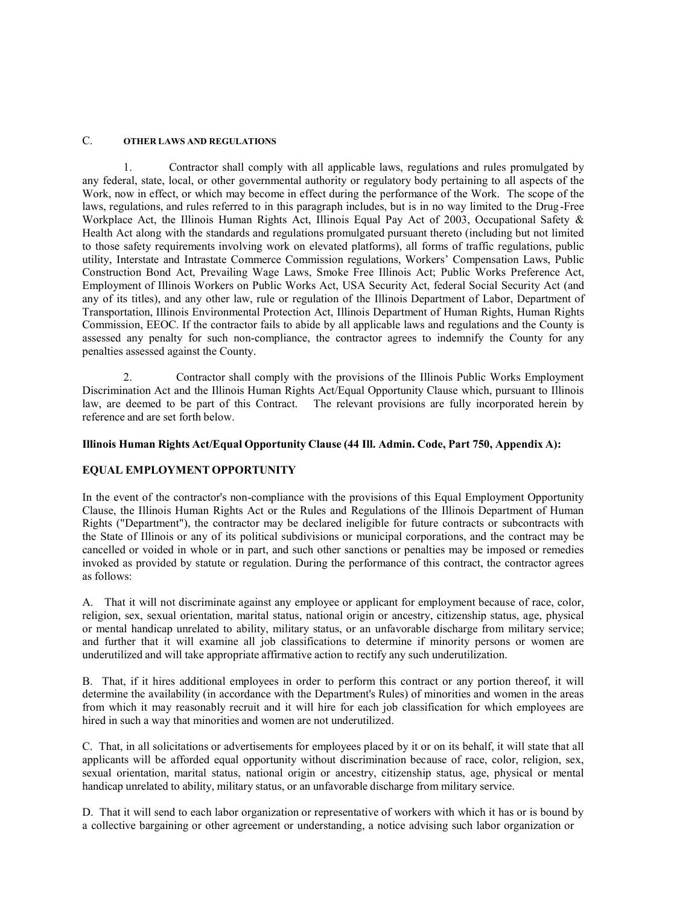## C. OTHER LAWS AND REGULATIONS

1. Contractor shall comply with all applicable laws, regulations and rules promulgated by any federal, state, local, or other governmental authority or regulatory body pertaining to all aspects of the Work, now in effect, or which may become in effect during the performance of the Work. The scope of the laws, regulations, and rules referred to in this paragraph includes, but is in no way limited to the Drug-Free Workplace Act, the Illinois Human Rights Act, Illinois Equal Pay Act of 2003, Occupational Safety & Health Act along with the standards and regulations promulgated pursuant thereto (including but not limited to those safety requirements involving work on elevated platforms), all forms of traffic regulations, public utility, Interstate and Intrastate Commerce Commission regulations, Workers' Compensation Laws, Public Construction Bond Act, Prevailing Wage Laws, Smoke Free Illinois Act; Public Works Preference Act, Employment of Illinois Workers on Public Works Act, USA Security Act, federal Social Security Act (and any of its titles), and any other law, rule or regulation of the Illinois Department of Labor, Department of Transportation, Illinois Environmental Protection Act, Illinois Department of Human Rights, Human Rights Commission, EEOC. If the contractor fails to abide by all applicable laws and regulations and the County is assessed any penalty for such non-compliance, the contractor agrees to indemnify the County for any penalties assessed against the County.

2. Contractor shall comply with the provisions of the Illinois Public Works Employment Discrimination Act and the Illinois Human Rights Act/Equal Opportunity Clause which, pursuant to Illinois law, are deemed to be part of this Contract. The relevant provisions are fully incorporated herein by reference and are set forth below.

**Illinois Human Rights Act/Equal Opportunity Clause (44 Ill. Admin. Code, Part 750, Appendix A):**

**EQUAL EMPLOYMENT OPPORTUNITY**

In the event of the contractor's non-compliance with the provisions of this Equal Employment Opportunity Clause, the Illinois Human Rights Act or the Rules and Regulations of the Illinois Department of Human Rights ("Department"), the contractor may be declared ineligible for future contracts or subcontracts with the State of Illinois or any of its political subdivisions or municipal corporations, and the contract may be cancelled or voided in whole or in part, and such other sanctions or penalties may be imposed or remedies invoked as provided by statute or regulation. During the performance of this contract, the contractor agrees as follows:

A. That it will not discriminate against any employee or applicant for employment because of race, color, religion, sex, sexual orientation, marital status, national origin or ancestry, citizenship status, age, physical or mental handicap unrelated to ability, military status, or an unfavorable discharge from military service; and further that it will examine all job classifications to determine if minority persons or women are underutilized and will take appropriate affirmative action to rectify any such underutilization.

B. That, if it hires additional employees in order to perform this contract or any portion thereof, it will determine the availability (in accordance with the Department's Rules) of minorities and women in the areas from which it may reasonably recruit and it will hire for each job classification for which employees are hired in such a way that minorities and women are not underutilized.

C. That, in all solicitations or advertisements for employees placed by it or on its behalf, it will state that all applicants will be afforded equal opportunity without discrimination because of race, color, religion, sex, sexual orientation, marital status, national origin or ancestry, citizenship status, age, physical or mental handicap unrelated to ability, military status, or an unfavorable discharge from military service.

D. That it will send to each labor organization or representative of workers with which it has or is bound by a collective bargaining or other agreement or understanding, a notice advising such labor organization or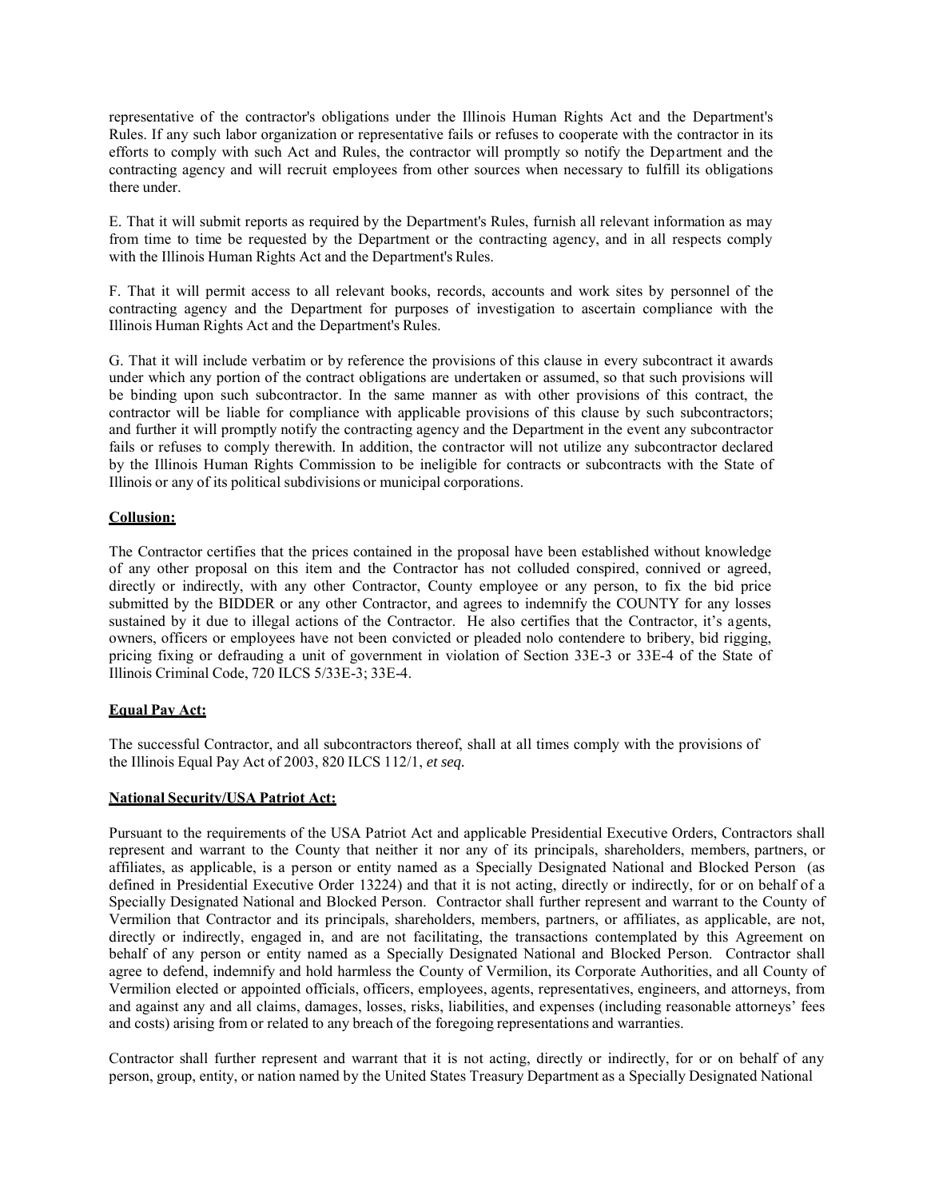representative of the contractor's obligations under the Illinois Human Rights Act and the Department's Rules. If any such labor organization or representative fails or refuses to cooperate with the contractor in its efforts to comply with such Act and Rules, the contractor will promptly so notify the Department and the contracting agency and will recruit employees from other sources when necessary to fulfill its obligations there under.

E. That it will submit reports as required by the Department's Rules, furnish all relevant information as may from time to time be requested by the Department or the contracting agency, and in all respects comply with the Illinois Human Rights Act and the Department's Rules.

F. That it will permit access to all relevant books, records, accounts and work sites by personnel of the contracting agency and the Department for purposes of investigation to ascertain compliance with the Illinois Human Rights Act and the Department's Rules.

G. That it will include verbatim or by reference the provisions of this clause in every subcontract it awards under which any portion of the contract obligations are undertaken or assumed, so that such provisions will be binding upon such subcontractor. In the same manner as with other provisions of this contract, the contractor will be liable for compliance with applicable provisions of this clause by such subcontractors; and further it will promptly notify the contracting agency and the Department in the event any subcontractor fails or refuses to comply therewith. In addition, the contractor will not utilize any subcontractor declared by the Illinois Human Rights Commission to be ineligible for contracts or subcontracts with the State of Illinois or any of its political subdivisions or municipal corporations.

**Collusion:**

The Contractor certifies that the prices contained in the proposal have been established without knowledge of any other proposal on this item and the Contractor has not colluded conspired, connived or agreed, directly or indirectly, with any other Contractor, County employee or any person, to fix the bid price submitted by the BIDDER or any other Contractor, and agrees to indemnify the COUNTY for any losses sustained by it due to illegal actions of the Contractor. He also certifies that the Contractor, it's agents, owners, officers or employees have not been convicted or pleaded nolo contendere to bribery, bid rigging, pricing fixing or defrauding a unit of government in violation of Section 33E-3 or 33E-4 of the State of Illinois Criminal Code, 720 ILCS 5/33E-3; 33E-4.

**Equal Pay Act:**

The successful Contractor, and all subcontractors thereof, shall at all times comply with the provisions of the Illinois Equal Pay Act of 2003, 820 ILCS 112/1, *et seq.*

**National Security/USA Patriot Act:**

Pursuant to the requirements of the USA Patriot Act and applicable Presidential Executive Orders, Contractors shall represent and warrant to the County that neither it nor any of its principals, shareholders, members, partners, or affiliates, as applicable, is a person or entity named as a Specially Designated National and Blocked Person (as defined in Presidential Executive Order 13224) and that it is not acting, directly or indirectly, for or on behalf of a Specially Designated National and Blocked Person. Contractor shall further represent and warrant to the County of Vermilion that Contractor and its principals, shareholders, members, partners, or affiliates, as applicable, are not, directly or indirectly, engaged in, and are not facilitating, the transactions contemplated by this Agreement on behalf of any person or entity named as a Specially Designated National and Blocked Person. Contractor shall agree to defend, indemnify and hold harmless the County of Vermilion, its Corporate Authorities, and all County of Vermilion elected or appointed officials, officers, employees, agents, representatives, engineers, and attorneys, from and against any and all claims, damages, losses, risks, liabilities, and expenses (including reasonable attorneys' fees and costs) arising from or related to any breach of the foregoing representations and warranties.

Contractor shall further represent and warrant that it is not acting, directly or indirectly, for or on behalf of any person, group, entity, or nation named by the United States Treasury Department as a Specially Designated National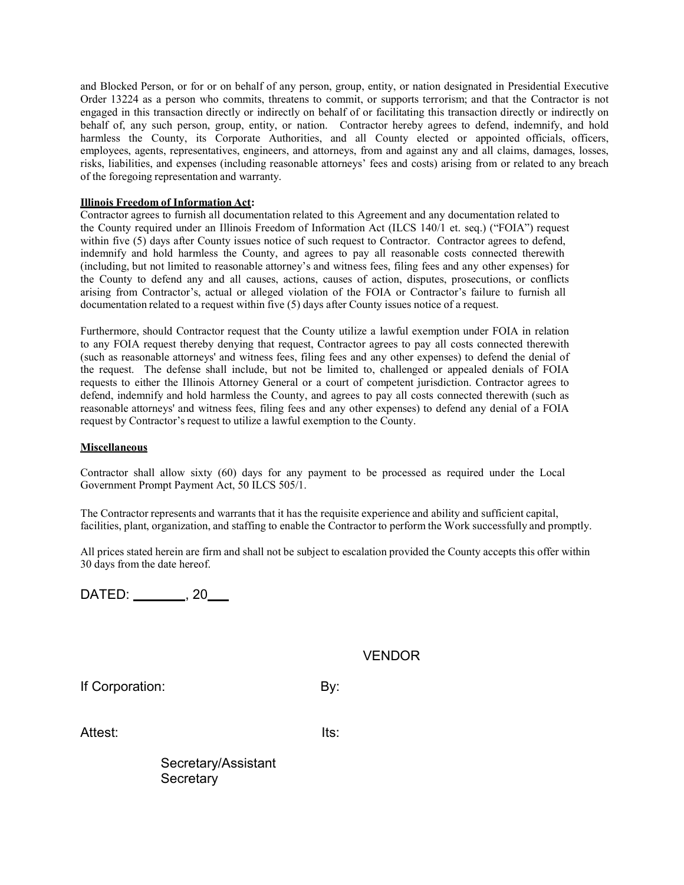and Blocked Person, or for or on behalf of any person, group, entity, or nation designated in Presidential Executive Order 13224 as a person who commits, threatens to commit, or supports terrorism; and that the Contractor is not engaged in this transaction directly or indirectly on behalf of or facilitating this transaction directly or indirectly on behalf of, any such person, group, entity, or nation. Contractor hereby agrees to defend, indemnify, and hold harmless the County, its Corporate Authorities, and all County elected or appointed officials, officers, employees, agents, representatives, engineers, and attorneys, from and against any and all claims, damages, losses, risks, liabilities, and expenses (including reasonable attorneys' fees and costs) arising from or related to any breach of the foregoing representation and warranty.

**Illinois Freedom of Information Act:**

Contractor agrees to furnish all documentation related to this Agreement and any documentation related to the County required under an Illinois Freedom of Information Act (ILCS 140/1 et. seq.) ("FOIA") request within five (5) days after County issues notice of such request to Contractor. Contractor agrees to defend, indemnify and hold harmless the County, and agrees to pay all reasonable costs connected therewith (including, but not limited to reasonable attorney's and witness fees, filing fees and any other expenses) for the County to defend any and all causes, actions, causes of action, disputes, prosecutions, or conflicts arising from Contractor's, actual or alleged violation of the FOIA or Contractor's failure to furnish all documentation related to a request within five (5) days after County issues notice of a request.

Furthermore, should Contractor request that the County utilize a lawful exemption under FOIA in relation to any FOIA request thereby denying that request, Contractor agrees to pay all costs connected therewith (such as reasonable attorneys' and witness fees, filing fees and any other expenses) to defend the denial of the request. The defense shall include, but not be limited to, challenged or appealed denials of FOIA requests to either the Illinois Attorney General or a court of competent jurisdiction. Contractor agrees to defend, indemnify and hold harmless the County, and agrees to pay all costs connected therewith (such as reasonable attorneys' and witness fees, filing fees and any other expenses) to defend any denial of a FOIA request by Contractor's request to utilize a lawful exemption to the County.

**Miscellaneous**

Contractor shall allow sixty (60) days for any payment to be processed as required under the Local Government Prompt Payment Act, 50 ILCS 505/1.

The Contractor represents and warrants that it has the requisite experience and ability and sufficient capital, facilities, plant, organization, and staffing to enable the Contractor to perform the Work successfully and promptly.

All prices stated herein are firm and shall not be subject to escalation provided the County accepts this offer within 30 days from the date hereof.

DATED: ________, 20___

VENDOR

If Corporation: By:

Attest: Its:

Secretary/Assistant Secretary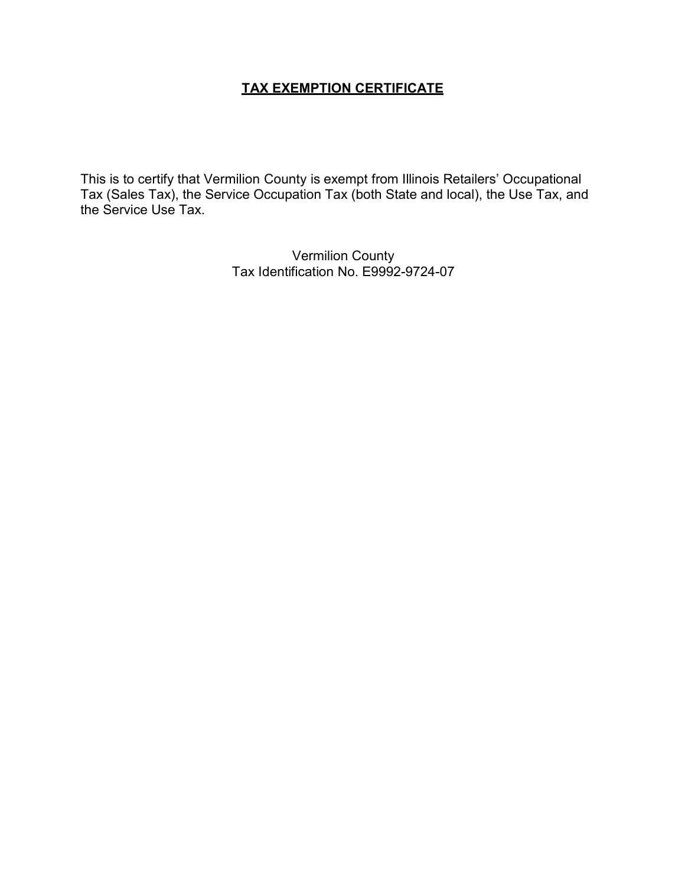# **TAX EXEMPTION CERTIFICATE**

This is to certify that Vermilion County is exempt from Illinois Retailers' Occupational Tax (Sales Tax), the Service Occupation Tax (both State and local), the Use Tax, and the Service Use Tax.

Vermilion County
Tax Identification No. E9992-9724-07